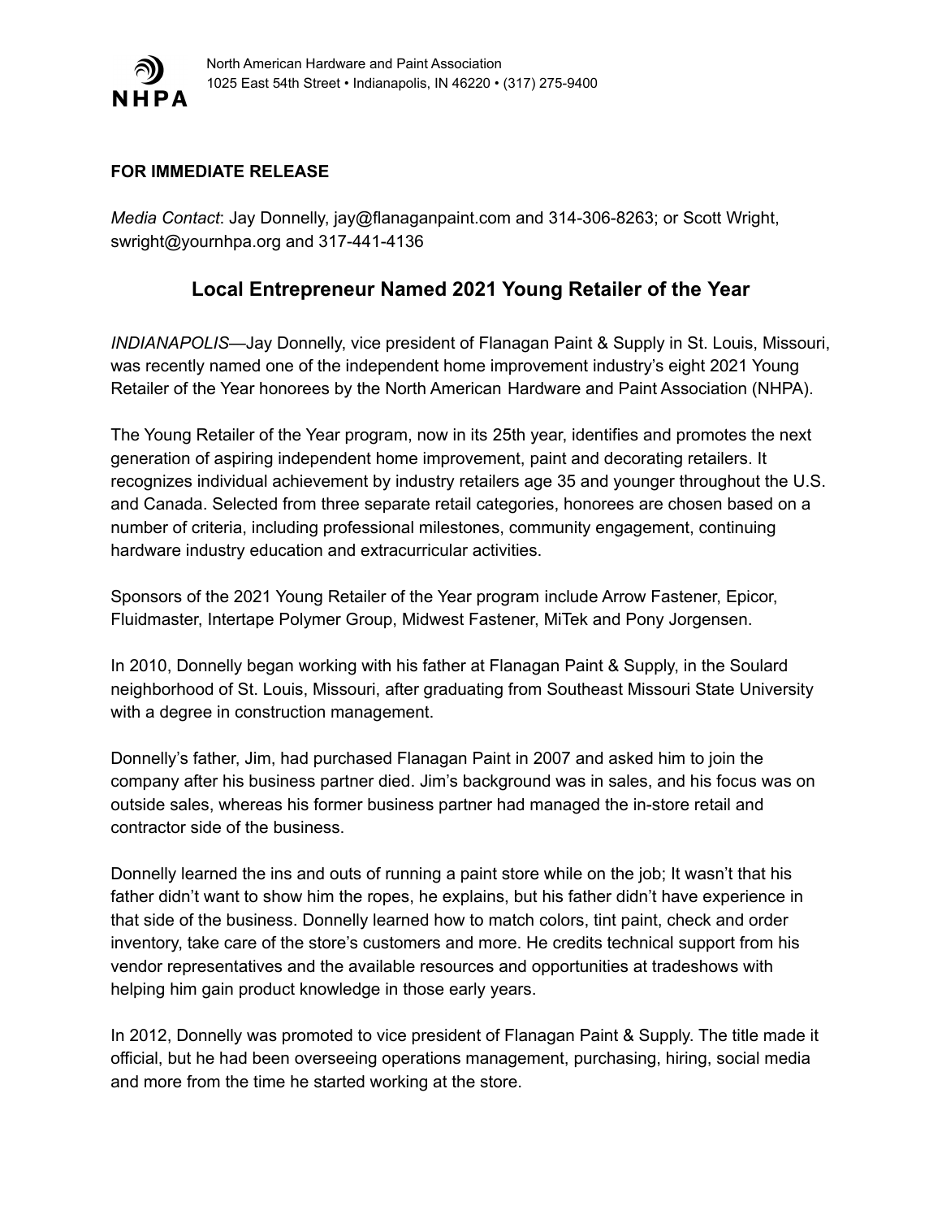NHPA

North American Hardware and Paint Association
1025 East 54th Street • Indianapolis, IN 46220 • (317) 275-9400

**FOR IMMEDIATE RELEASE**

*Media Contact*: Jay Donnelly, jay@flanaganpaint.com and 314-306-8263; or Scott Wright, swright@yournhpa.org and 317-441-4136

## Local Entrepreneur Named 2021 Young Retailer of the Year

*INDIANAPOLIS*—Jay Donnelly, vice president of Flanagan Paint & Supply in St. Louis, Missouri, was recently named one of the independent home improvement industry's eight 2021 Young Retailer of the Year honorees by the North American Hardware and Paint Association (NHPA).

The Young Retailer of the Year program, now in its 25th year, identifies and promotes the next generation of aspiring independent home improvement, paint and decorating retailers. It recognizes individual achievement by industry retailers age 35 and younger throughout the U.S. and Canada. Selected from three separate retail categories, honorees are chosen based on a number of criteria, including professional milestones, community engagement, continuing hardware industry education and extracurricular activities.

Sponsors of the 2021 Young Retailer of the Year program include Arrow Fastener, Epicor, Fluidmaster, Intertape Polymer Group, Midwest Fastener, MiTek and Pony Jorgensen.

In 2010, Donnelly began working with his father at Flanagan Paint & Supply, in the Soulard neighborhood of St. Louis, Missouri, after graduating from Southeast Missouri State University with a degree in construction management.

Donnelly's father, Jim, had purchased Flanagan Paint in 2007 and asked him to join the company after his business partner died. Jim's background was in sales, and his focus was on outside sales, whereas his former business partner had managed the in-store retail and contractor side of the business.

Donnelly learned the ins and outs of running a paint store while on the job; It wasn't that his father didn't want to show him the ropes, he explains, but his father didn't have experience in that side of the business. Donnelly learned how to match colors, tint paint, check and order inventory, take care of the store's customers and more. He credits technical support from his vendor representatives and the available resources and opportunities at tradeshows with helping him gain product knowledge in those early years.

In 2012, Donnelly was promoted to vice president of Flanagan Paint & Supply. The title made it official, but he had been overseeing operations management, purchasing, hiring, social media and more from the time he started working at the store.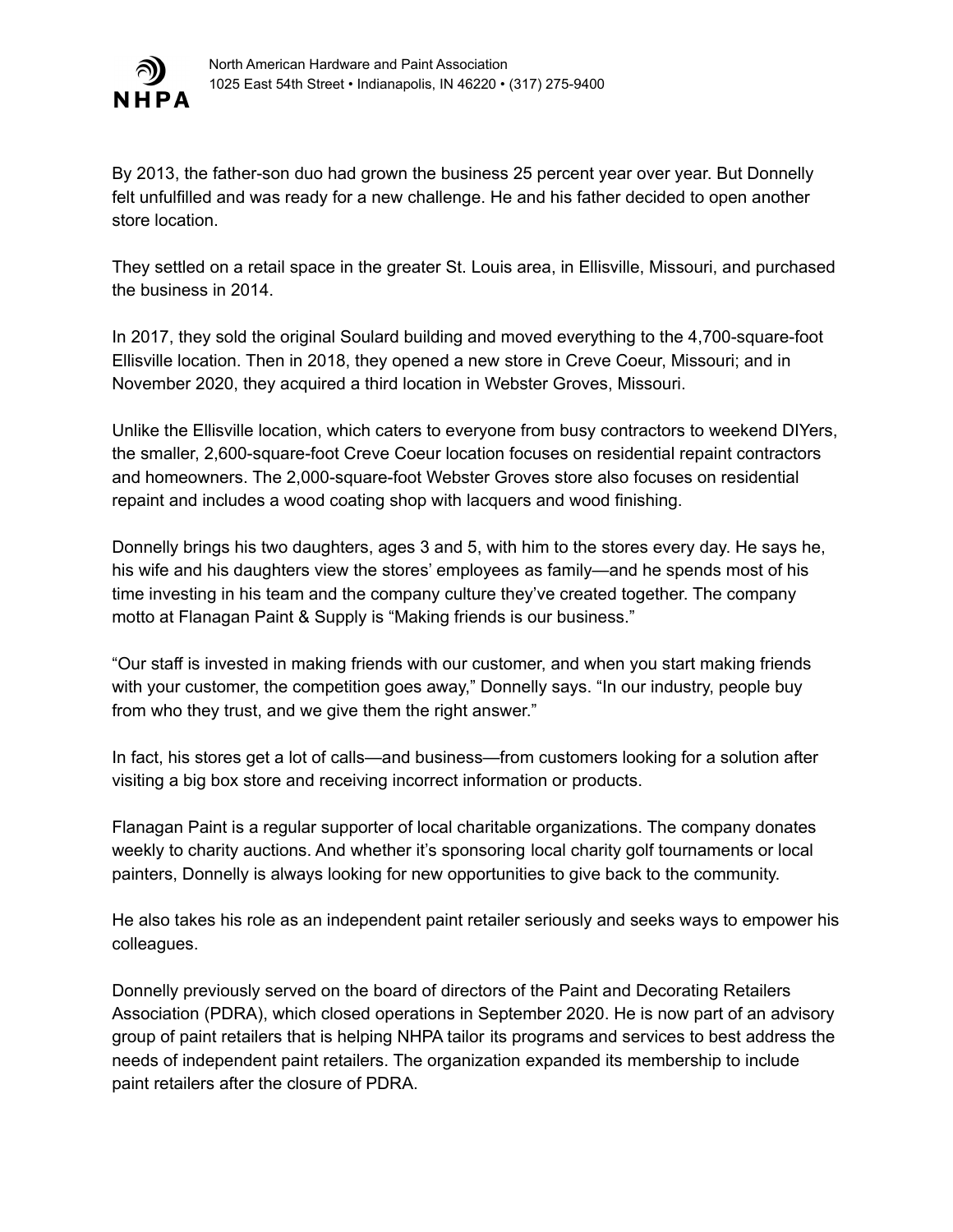By 2013, the father-son duo had grown the business 25 percent year over year. But Donnelly felt unfulfilled and was ready for a new challenge. He and his father decided to open another store location.

They settled on a retail space in the greater St. Louis area, in Ellisville, Missouri, and purchased the business in 2014.

In 2017, they sold the original Soulard building and moved everything to the 4,700-square-foot Ellisville location. Then in 2018, they opened a new store in Creve Coeur, Missouri; and in November 2020, they acquired a third location in Webster Groves, Missouri.

Unlike the Ellisville location, which caters to everyone from busy contractors to weekend DIYers, the smaller, 2,600-square-foot Creve Coeur location focuses on residential repaint contractors and homeowners. The 2,000-square-foot Webster Groves store also focuses on residential repaint and includes a wood coating shop with lacquers and wood finishing.

Donnelly brings his two daughters, ages 3 and 5, with him to the stores every day. He says he, his wife and his daughters view the stores' employees as family—and he spends most of his time investing in his team and the company culture they've created together. The company motto at Flanagan Paint & Supply is "Making friends is our business."

"Our staff is invested in making friends with our customer, and when you start making friends with your customer, the competition goes away," Donnelly says. "In our industry, people buy from who they trust, and we give them the right answer."

In fact, his stores get a lot of calls—and business—from customers looking for a solution after visiting a big box store and receiving incorrect information or products.

Flanagan Paint is a regular supporter of local charitable organizations. The company donates weekly to charity auctions. And whether it's sponsoring local charity golf tournaments or local painters, Donnelly is always looking for new opportunities to give back to the community.

He also takes his role as an independent paint retailer seriously and seeks ways to empower his colleagues.

Donnelly previously served on the board of directors of the Paint and Decorating Retailers Association (PDRA), which closed operations in September 2020. He is now part of an advisory group of paint retailers that is helping NHPA tailor its programs and services to best address the needs of independent paint retailers. The organization expanded its membership to include paint retailers after the closure of PDRA.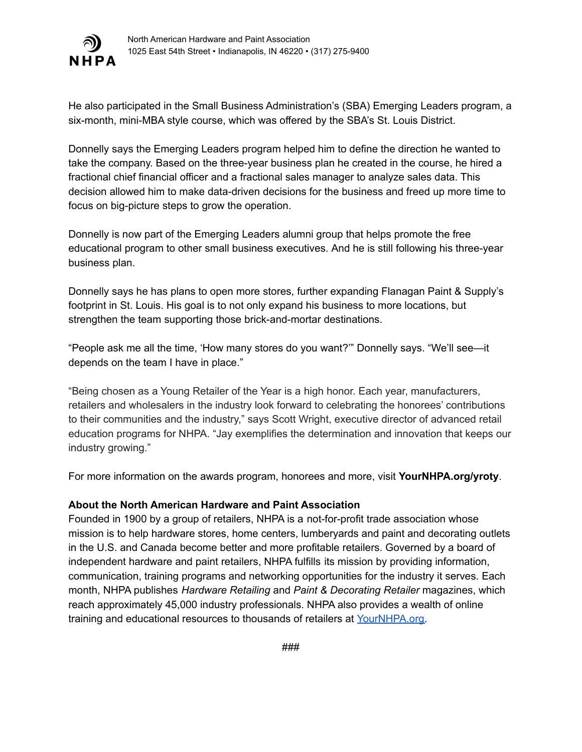He also participated in the Small Business Administration's (SBA) Emerging Leaders program, a six-month, mini-MBA style course, which was offered by the SBA's St. Louis District.

Donnelly says the Emerging Leaders program helped him to define the direction he wanted to take the company. Based on the three-year business plan he created in the course, he hired a fractional chief financial officer and a fractional sales manager to analyze sales data. This decision allowed him to make data-driven decisions for the business and freed up more time to focus on big-picture steps to grow the operation.

Donnelly is now part of the Emerging Leaders alumni group that helps promote the free educational program to other small business executives. And he is still following his three-year business plan.

Donnelly says he has plans to open more stores, further expanding Flanagan Paint & Supply's footprint in St. Louis. His goal is to not only expand his business to more locations, but strengthen the team supporting those brick-and-mortar destinations.

"People ask me all the time, 'How many stores do you want?'" Donnelly says. "We'll see—it depends on the team I have in place."

"Being chosen as a Young Retailer of the Year is a high honor. Each year, manufacturers, retailers and wholesalers in the industry look forward to celebrating the honorees' contributions to their communities and the industry," says Scott Wright, executive director of advanced retail education programs for NHPA. "Jay exemplifies the determination and innovation that keeps our industry growing."

For more information on the awards program, honorees and more, visit **YourNHPA.org/yroty**.

**About the North American Hardware and Paint Association**
Founded in 1900 by a group of retailers, NHPA is a not-for-profit trade association whose mission is to help hardware stores, home centers, lumberyards and paint and decorating outlets in the U.S. and Canada become better and more profitable retailers. Governed by a board of independent hardware and paint retailers, NHPA fulfills its mission by providing information, communication, training programs and networking opportunities for the industry it serves. Each month, NHPA publishes *Hardware Retailing* and *Paint & Decorating Retailer* magazines, which reach approximately 45,000 industry professionals. NHPA also provides a wealth of online training and educational resources to thousands of retailers at [YourNHPA.org](https://YourNHPA.org).

###